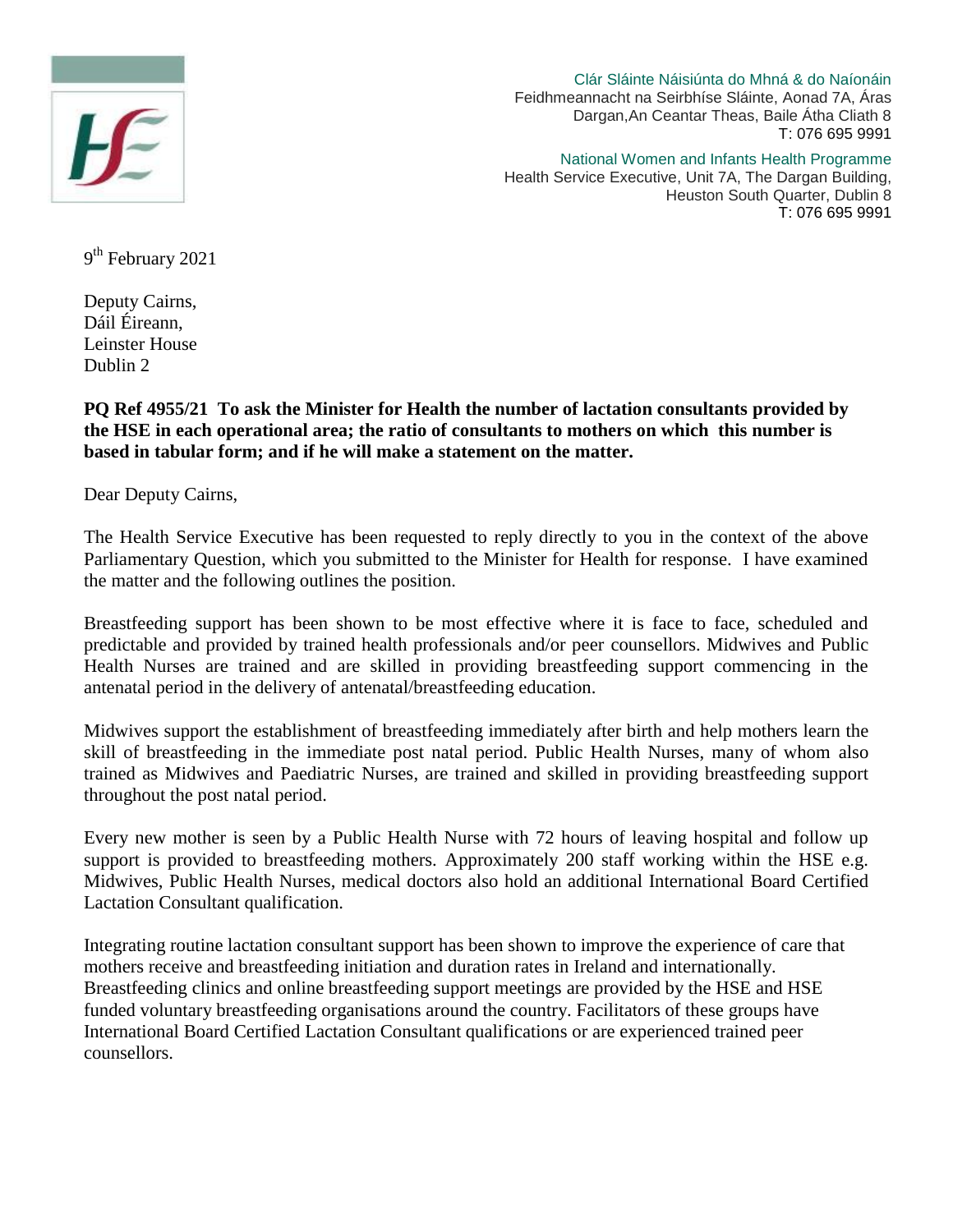Clár Sláinte Náisiúnta do Mhná & do Naíonáin
Feidhmeannacht na Seirbhíse Sláinte, Aonad 7A, Áras
Dargan,An Ceantar Theas, Baile Átha Cliath 8
T: 076 695 9991

National Women and Infants Health Programme
Health Service Executive, Unit 7A, The Dargan Building,
Heuston South Quarter, Dublin 8
T: 076 695 9991

9th February 2021

Deputy Cairns,
Dáil Éireann,
Leinster House
Dublin 2

**PQ Ref 4955/21 To ask the Minister for Health the number of lactation consultants provided by the HSE in each operational area; the ratio of consultants to mothers on which this number is based in tabular form; and if he will make a statement on the matter.**

Dear Deputy Cairns,

The Health Service Executive has been requested to reply directly to you in the context of the above Parliamentary Question, which you submitted to the Minister for Health for response. I have examined the matter and the following outlines the position.

Breastfeeding support has been shown to be most effective where it is face to face, scheduled and predictable and provided by trained health professionals and/or peer counsellors. Midwives and Public Health Nurses are trained and are skilled in providing breastfeeding support commencing in the antenatal period in the delivery of antenatal/breastfeeding education.

Midwives support the establishment of breastfeeding immediately after birth and help mothers learn the skill of breastfeeding in the immediate post natal period. Public Health Nurses, many of whom also trained as Midwives and Paediatric Nurses, are trained and skilled in providing breastfeeding support throughout the post natal period.

Every new mother is seen by a Public Health Nurse with 72 hours of leaving hospital and follow up support is provided to breastfeeding mothers. Approximately 200 staff working within the HSE e.g. Midwives, Public Health Nurses, medical doctors also hold an additional International Board Certified Lactation Consultant qualification.

Integrating routine lactation consultant support has been shown to improve the experience of care that mothers receive and breastfeeding initiation and duration rates in Ireland and internationally. Breastfeeding clinics and online breastfeeding support meetings are provided by the HSE and HSE funded voluntary breastfeeding organisations around the country. Facilitators of these groups have International Board Certified Lactation Consultant qualifications or are experienced trained peer counsellors.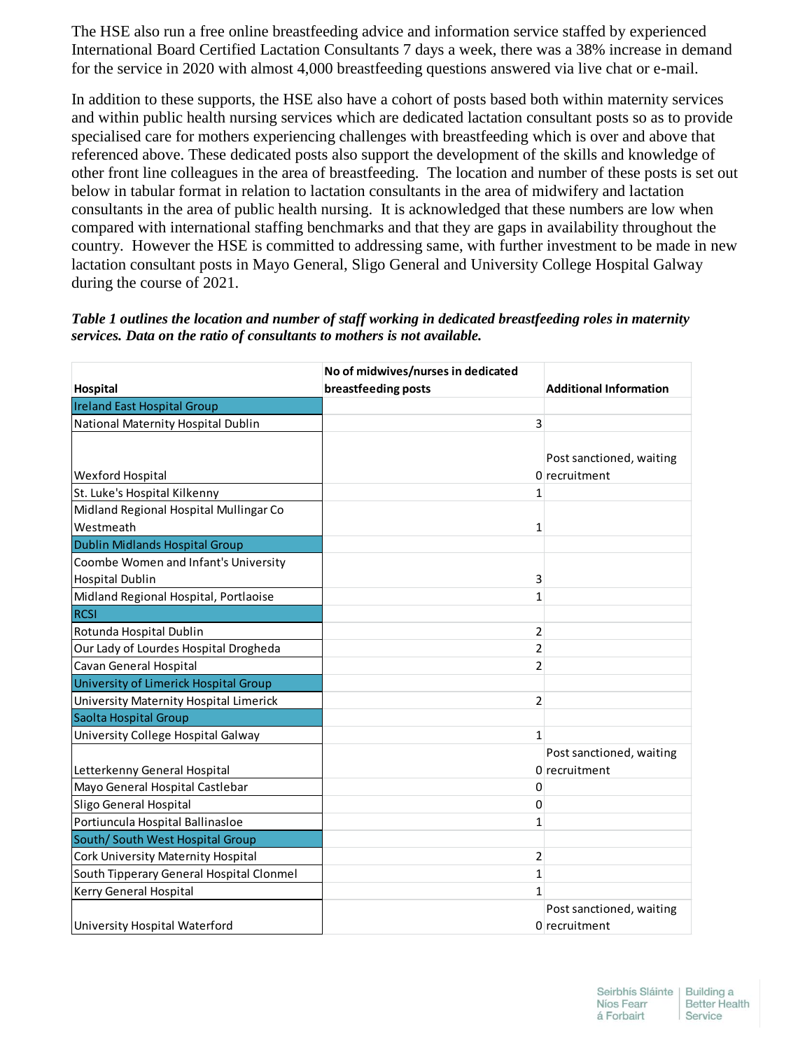The HSE also run a free online breastfeeding advice and information service staffed by experienced International Board Certified Lactation Consultants 7 days a week, there was a 38% increase in demand for the service in 2020 with almost 4,000 breastfeeding questions answered via live chat or e-mail.

In addition to these supports, the HSE also have a cohort of posts based both within maternity services and within public health nursing services which are dedicated lactation consultant posts so as to provide specialised care for mothers experiencing challenges with breastfeeding which is over and above that referenced above. These dedicated posts also support the development of the skills and knowledge of other front line colleagues in the area of breastfeeding. The location and number of these posts is set out below in tabular format in relation to lactation consultants in the area of midwifery and lactation consultants in the area of public health nursing. It is acknowledged that these numbers are low when compared with international staffing benchmarks and that they are gaps in availability throughout the country. However the HSE is committed to addressing same, with further investment to be made in new lactation consultant posts in Mayo General, Sligo General and University College Hospital Galway during the course of 2021.

***Table 1 outlines the location and number of staff working in dedicated breastfeeding roles in maternity services. Data on the ratio of consultants to mothers is not available.***

| Hospital | No of midwives/nurses in dedicated breastfeeding posts | Additional Information |
|---|---|---|
| Ireland East Hospital Group | | |
| National Maternity Hospital Dublin | 3 | |
| Wexford Hospital | 0 | Post sanctioned, waiting recruitment |
| St. Luke's Hospital Kilkenny | 1 | |
| Midland Regional Hospital Mullingar Co Westmeath | 1 | |
| Dublin Midlands Hospital Group | | |
| Coombe Women and Infant's University Hospital Dublin | 3 | |
| Midland Regional Hospital, Portlaoise | 1 | |
| RCSI | | |
| Rotunda Hospital Dublin | 2 | |
| Our Lady of Lourdes Hospital Drogheda | 2 | |
| Cavan General Hospital | 2 | |
| University of Limerick Hospital Group | | |
| University Maternity Hospital Limerick | 2 | |
| Saolta Hospital Group | | |
| University College Hospital Galway | 1 | |
| Letterkenny General Hospital | 0 | Post sanctioned, waiting recruitment |
| Mayo General Hospital Castlebar | 0 | |
| Sligo General Hospital | 0 | |
| Portiuncula Hospital Ballinasloe | 1 | |
| South/ South West Hospital Group | | |
| Cork University Maternity Hospital | 2 | |
| South Tipperary General Hospital Clonmel | 1 | |
| Kerry General Hospital | 1 | |
| University Hospital Waterford | 0 | Post sanctioned, waiting recruitment |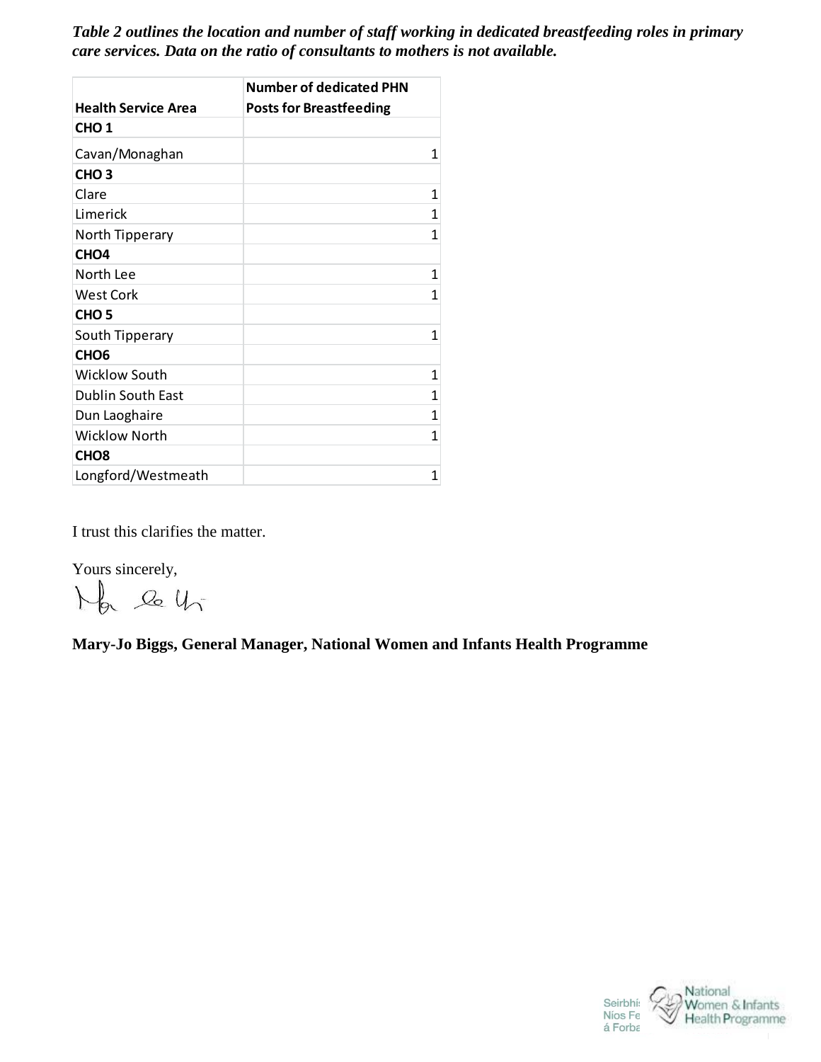***Table 2 outlines the location and number of staff working in dedicated breastfeeding roles in primary care services. Data on the ratio of consultants to mothers is not available.***

| Health Service Area | Number of dedicated PHN Posts for Breastfeeding |
|---|---|
| **CHO 1** | |
| Cavan/Monaghan | 1 |
| **CHO 3** | |
| Clare | 1 |
| Limerick | 1 |
| North Tipperary | 1 |
| **CHO4** | |
| North Lee | 1 |
| West Cork | 1 |
| **CHO 5** | |
| South Tipperary | 1 |
| **CHO6** | |
| Wicklow South | 1 |
| Dublin South East | 1 |
| Dun Laoghaire | 1 |
| Wicklow North | 1 |
| **CHO8** | |
| Longford/Westmeath | 1 |

I trust this clarifies the matter.

Yours sincerely,

**Mary-Jo Biggs, General Manager, National Women and Infants Health Programme**